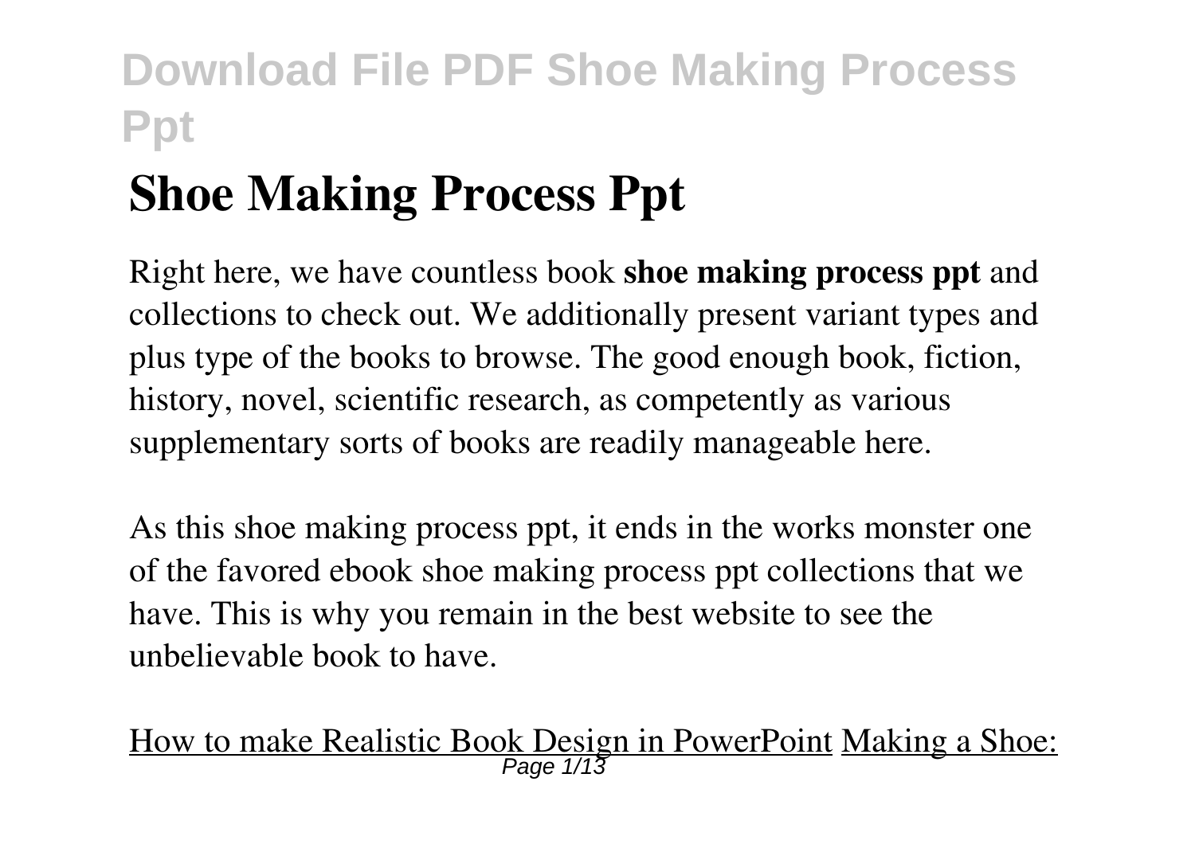# Shoe Making Process Ppt

Right here, we have countless book **shoe making process ppt** and collections to check out. We additionally present variant types and plus type of the books to browse. The good enough book, fiction, history, novel, scientific research, as competently as various supplementary sorts of books are readily manageable here.

As this shoe making process ppt, it ends in the works monster one of the favored ebook shoe making process ppt collections that we have. This is why you remain in the best website to see the unbelievable book to have.

How to make Realistic Book Design in PowerPoint Making a Shoe: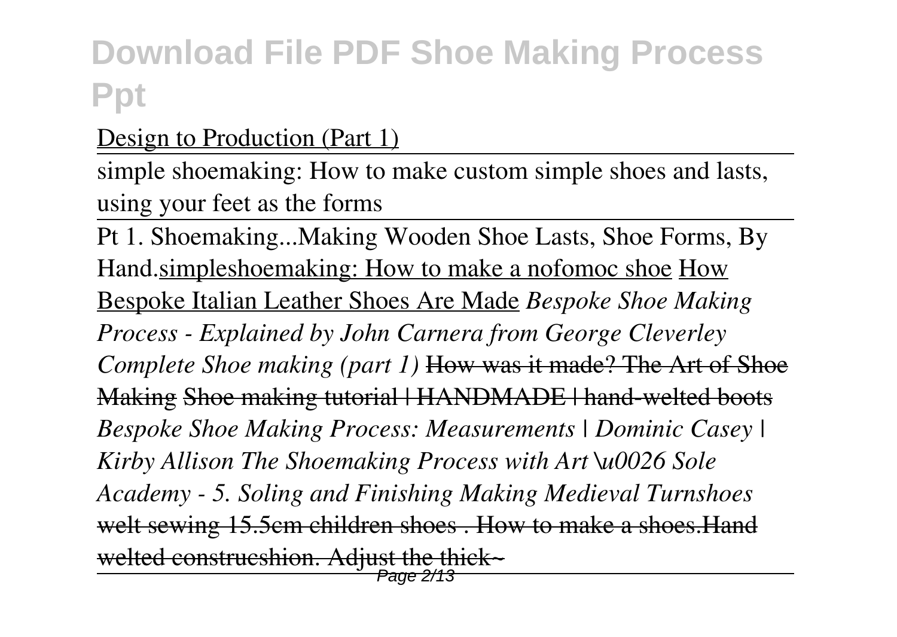Design to Production (Part 1)

simple shoemaking: How to make custom simple shoes and lasts, using your feet as the forms

Pt 1. Shoemaking...Making Wooden Shoe Lasts, Shoe Forms, By Hand.simpleshoemaking: How to make a nofomoc shoe How Bespoke Italian Leather Shoes Are Made *Bespoke Shoe Making Process - Explained by John Carnera from George Cleverley Complete Shoe making (part 1)* ~~How was it made? The Art of Shoe Making~~ ~~Shoe making tutorial | HANDMADE | hand-welted boots~~ *Bespoke Shoe Making Process: Measurements | Dominic Casey | Kirby Allison The Shoemaking Process with Art \u0026 Sole Academy - 5. Soling and Finishing Making Medieval Turnshoes* ~~welt sewing 15.5cm children shoes . How to make a shoes.Hand welted construcshion. Adjust the thick~~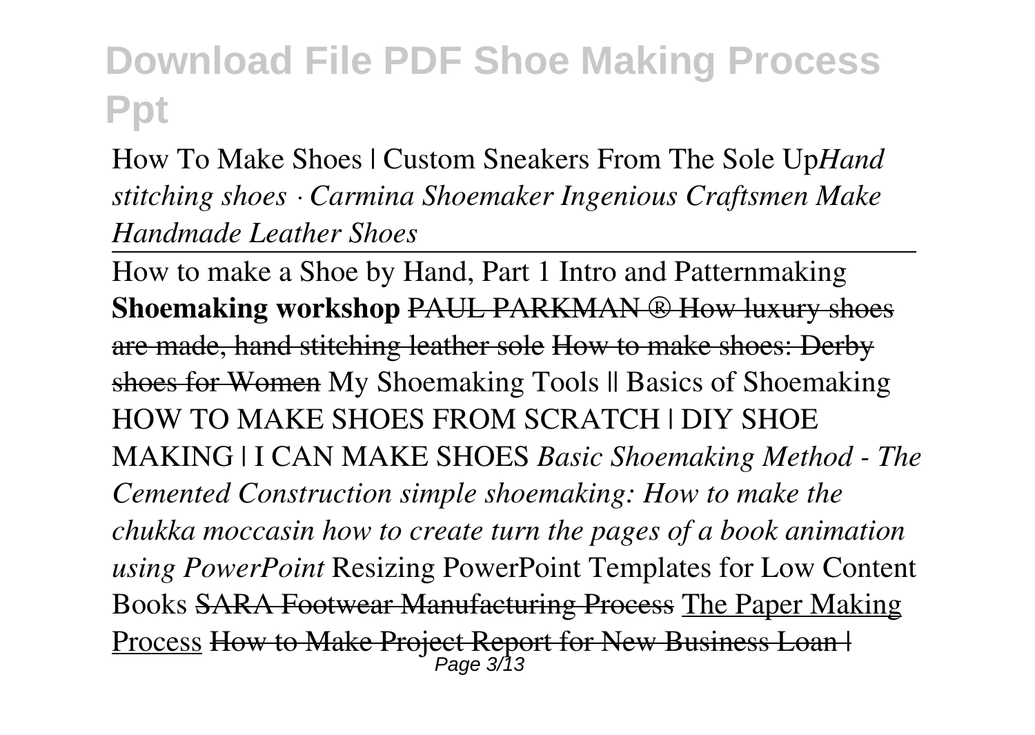How To Make Shoes | Custom Sneakers From The Sole Up*Hand stitching shoes · Carmina Shoemaker Ingenious Craftsmen Make Handmade Leather Shoes*

How to make a Shoe by Hand, Part 1 Intro and Patternmaking **Shoemaking workshop** ~~PAUL PARKMAN ® How luxury shoes are made, hand stitching leather sole~~ ~~How to make shoes: Derby shoes for Women~~ My Shoemaking Tools || Basics of Shoemaking HOW TO MAKE SHOES FROM SCRATCH | DIY SHOE MAKING | I CAN MAKE SHOES *Basic Shoemaking Method - The Cemented Construction simple shoemaking: How to make the chukka moccasin how to create turn the pages of a book animation using PowerPoint* Resizing PowerPoint Templates for Low Content Books ~~SARA Footwear Manufacturing Process~~ The Paper Making Process ~~How to Make Project Report for New Business Loan |~~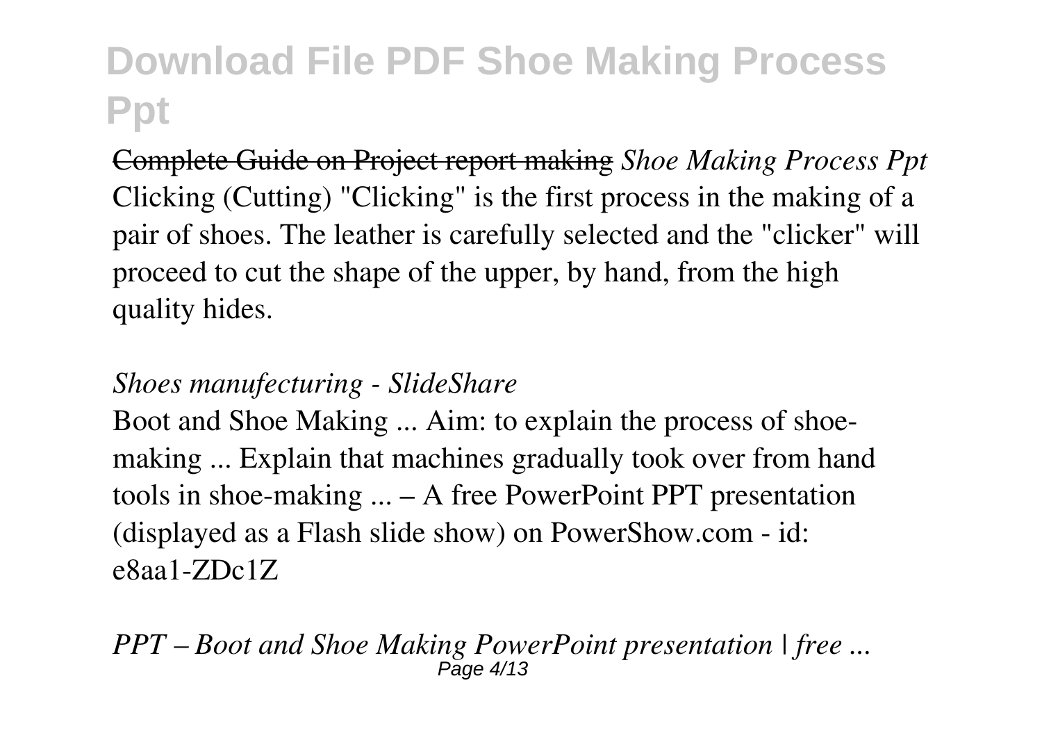~~Complete Guide on Project report making~~ *Shoe Making Process Ppt*
Clicking (Cutting) "Clicking" is the first process in the making of a pair of shoes. The leather is carefully selected and the "clicker" will proceed to cut the shape of the upper, by hand, from the high quality hides.

*Shoes manufecturing - SlideShare*

Boot and Shoe Making ... Aim: to explain the process of shoe-making ... Explain that machines gradually took over from hand tools in shoe-making ... – A free PowerPoint PPT presentation (displayed as a Flash slide show) on PowerShow.com - id: e8aa1-ZDc1Z

*PPT – Boot and Shoe Making PowerPoint presentation | free ...*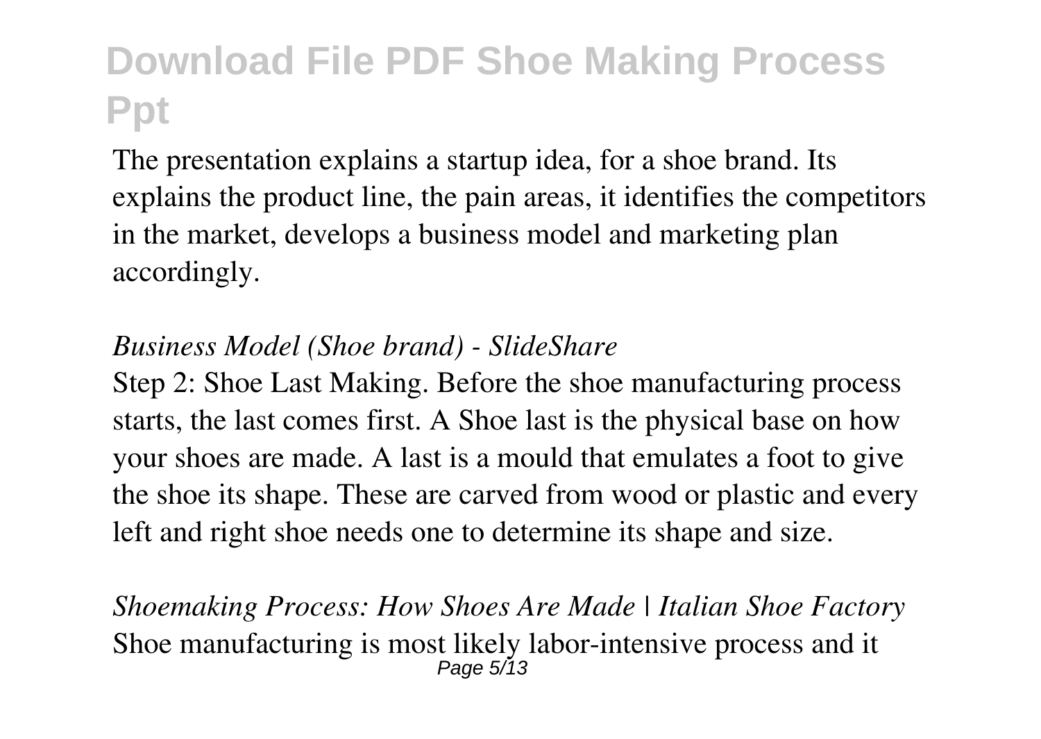The presentation explains a startup idea, for a shoe brand. Its explains the product line, the pain areas, it identifies the competitors in the market, develops a business model and marketing plan accordingly.

*Business Model (Shoe brand) - SlideShare*

Step 2: Shoe Last Making. Before the shoe manufacturing process starts, the last comes first. A Shoe last is the physical base on how your shoes are made. A last is a mould that emulates a foot to give the shoe its shape. These are carved from wood or plastic and every left and right shoe needs one to determine its shape and size.

*Shoemaking Process: How Shoes Are Made | Italian Shoe Factory*

Shoe manufacturing is most likely labor-intensive process and it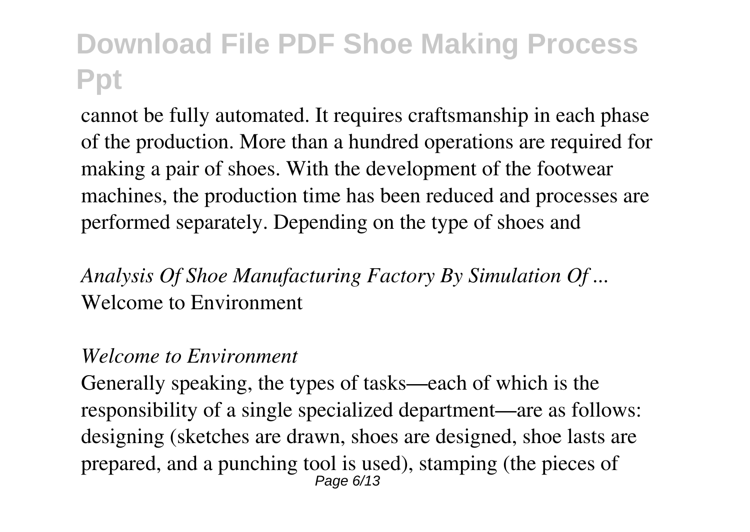cannot be fully automated. It requires craftsmanship in each phase of the production. More than a hundred operations are required for making a pair of shoes. With the development of the footwear machines, the production time has been reduced and processes are performed separately. Depending on the type of shoes and

*Analysis Of Shoe Manufacturing Factory By Simulation Of ...*
Welcome to Environment

*Welcome to Environment*

Generally speaking, the types of tasks—each of which is the responsibility of a single specialized department—are as follows: designing (sketches are drawn, shoes are designed, shoe lasts are prepared, and a punching tool is used), stamping (the pieces of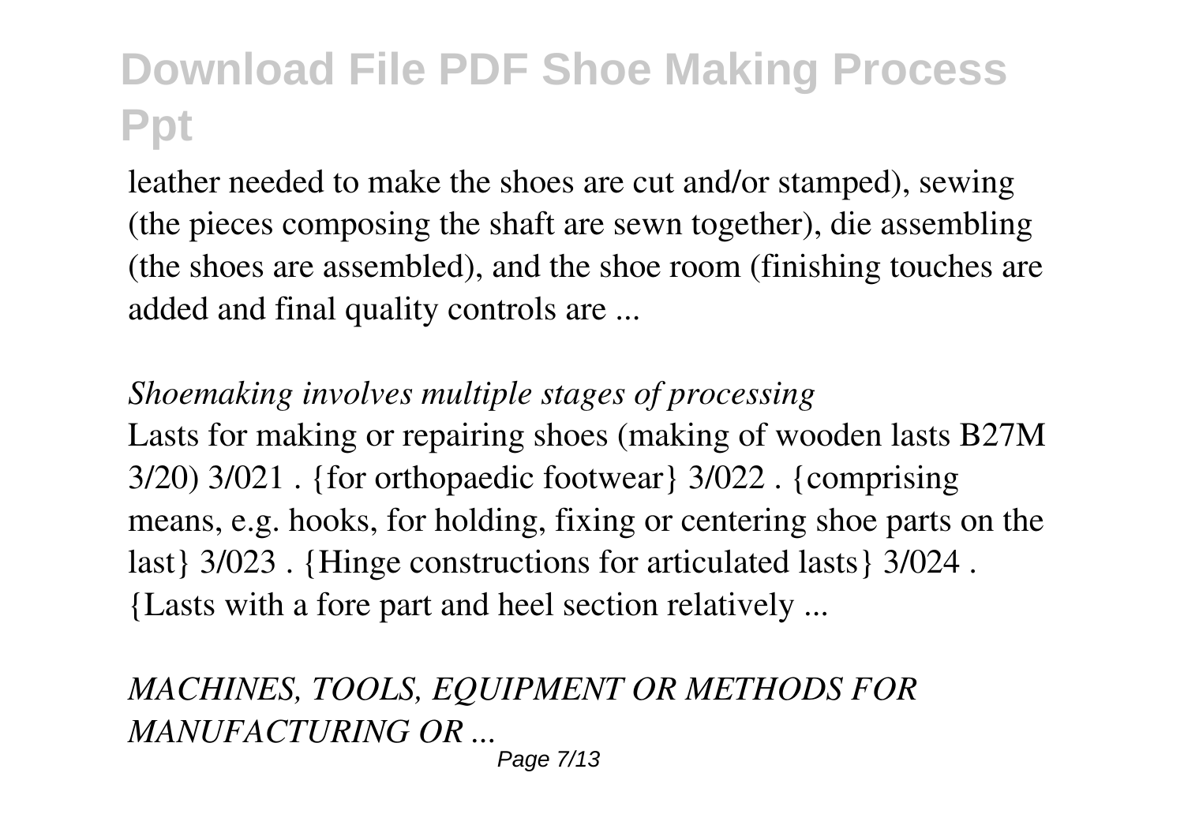leather needed to make the shoes are cut and/or stamped), sewing (the pieces composing the shaft are sewn together), die assembling (the shoes are assembled), and the shoe room (finishing touches are added and final quality controls are ...

*Shoemaking involves multiple stages of processing*

Lasts for making or repairing shoes (making of wooden lasts B27M 3/20) 3/021 . {for orthopaedic footwear} 3/022 . {comprising means, e.g. hooks, for holding, fixing or centering shoe parts on the last} 3/023 . {Hinge constructions for articulated lasts} 3/024 . {Lasts with a fore part and heel section relatively ...

*MACHINES, TOOLS, EQUIPMENT OR METHODS FOR MANUFACTURING OR ...*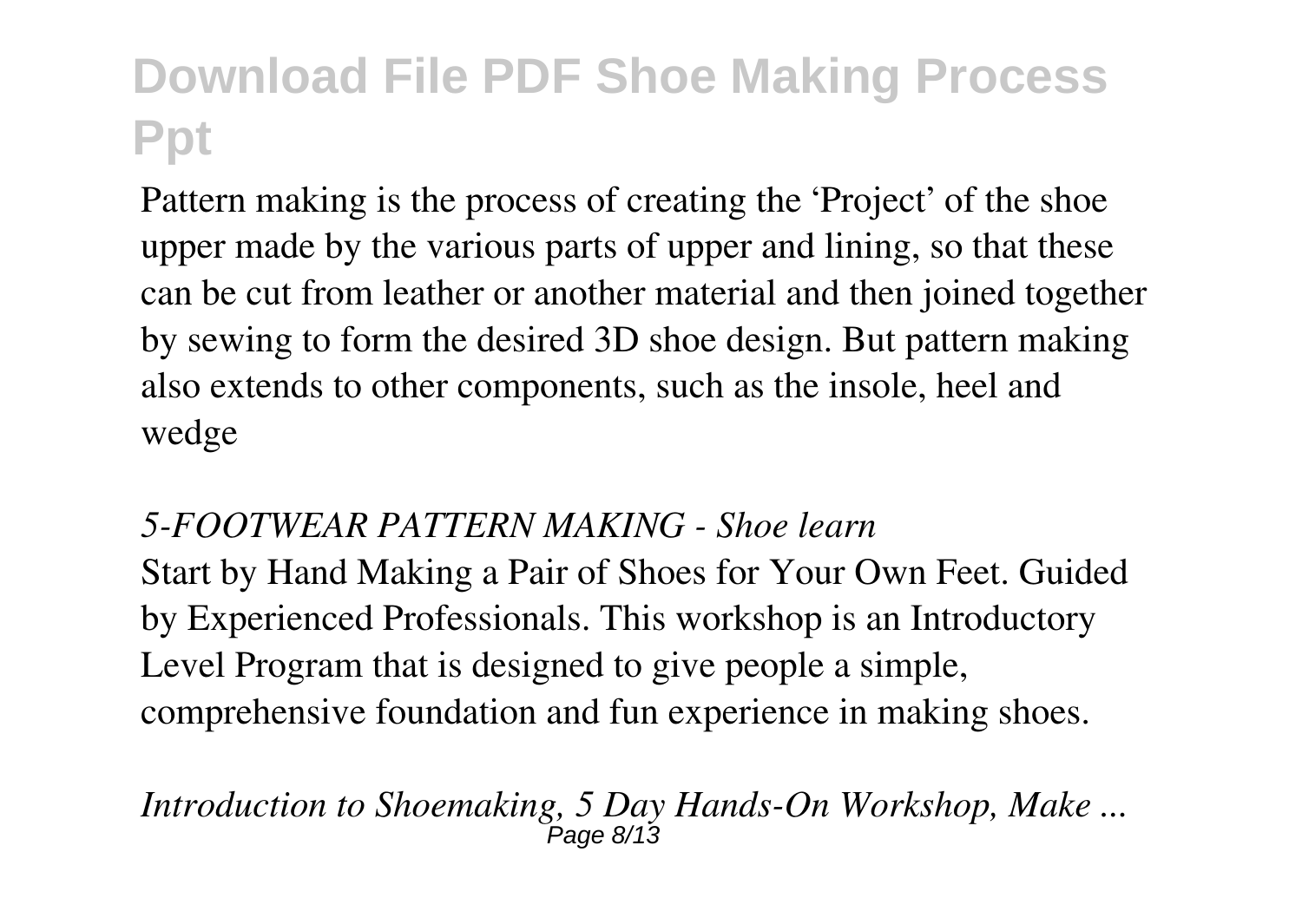Pattern making is the process of creating the 'Project' of the shoe upper made by the various parts of upper and lining, so that these can be cut from leather or another material and then joined together by sewing to form the desired 3D shoe design. But pattern making also extends to other components, such as the insole, heel and wedge

*5-FOOTWEAR PATTERN MAKING - Shoe learn*

Start by Hand Making a Pair of Shoes for Your Own Feet. Guided by Experienced Professionals. This workshop is an Introductory Level Program that is designed to give people a simple, comprehensive foundation and fun experience in making shoes.

*Introduction to Shoemaking, 5 Day Hands-On Workshop, Make ...*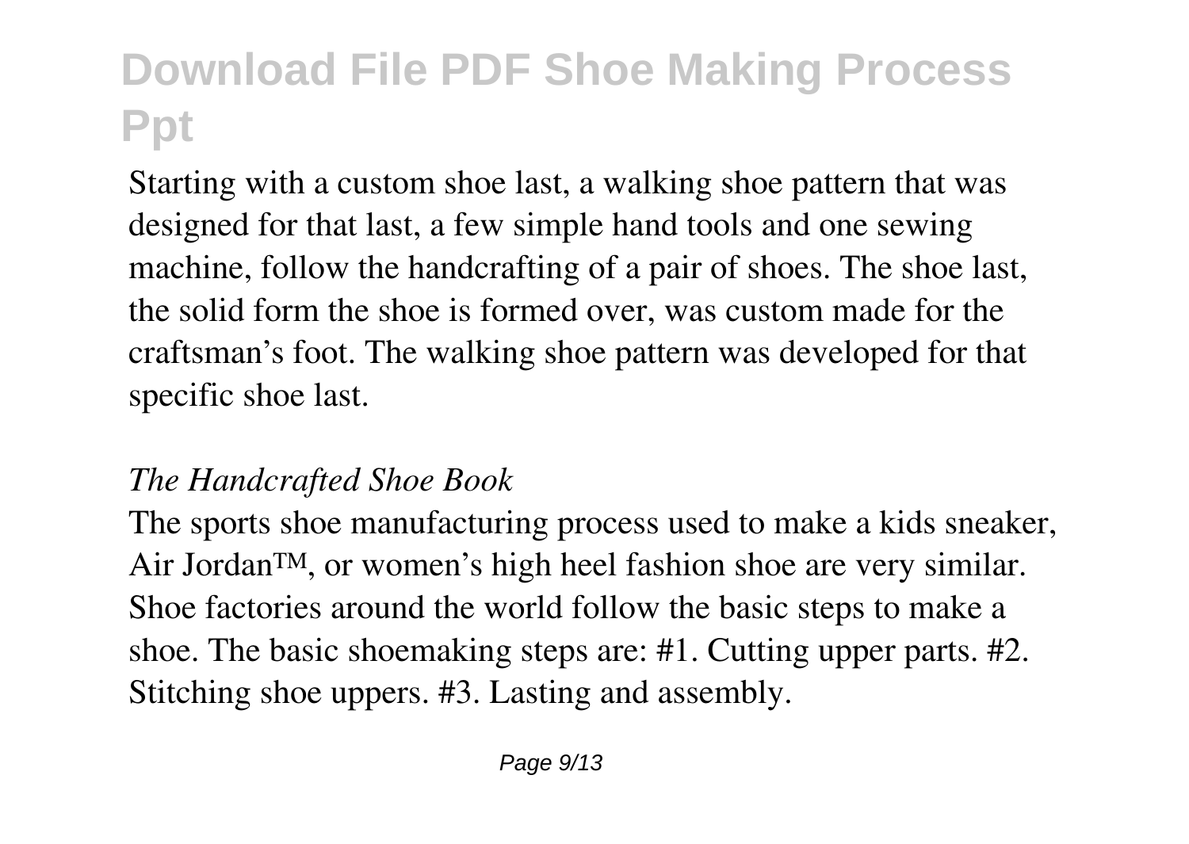Starting with a custom shoe last, a walking shoe pattern that was designed for that last, a few simple hand tools and one sewing machine, follow the handcrafting of a pair of shoes. The shoe last, the solid form the shoe is formed over, was custom made for the craftsman's foot. The walking shoe pattern was developed for that specific shoe last.

*The Handcrafted Shoe Book*

The sports shoe manufacturing process used to make a kids sneaker, Air Jordan™, or women's high heel fashion shoe are very similar. Shoe factories around the world follow the basic steps to make a shoe. The basic shoemaking steps are: #1. Cutting upper parts. #2. Stitching shoe uppers. #3. Lasting and assembly.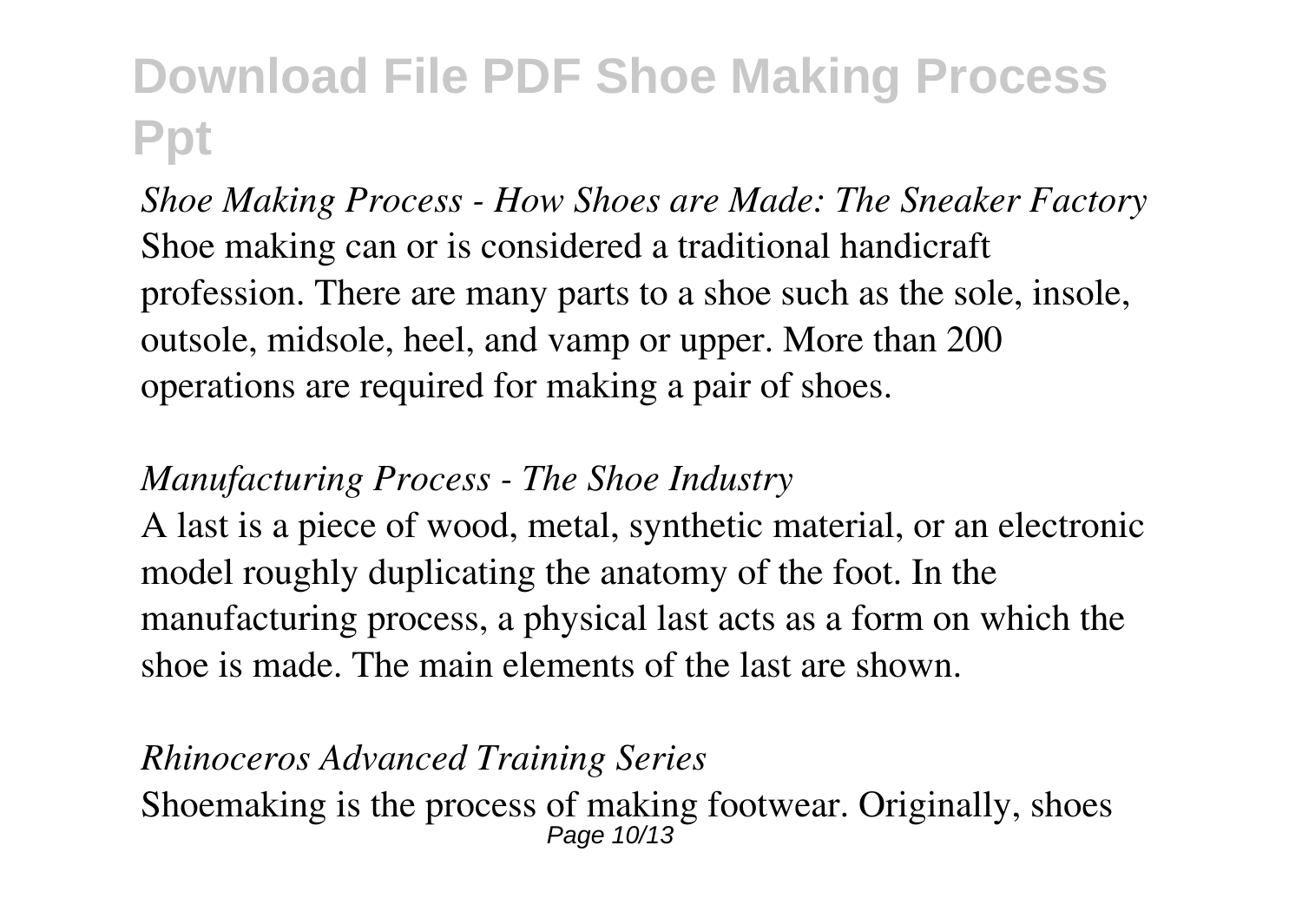*Shoe Making Process - How Shoes are Made: The Sneaker Factory*
Shoe making can or is considered a traditional handicraft profession. There are many parts to a shoe such as the sole, insole, outsole, midsole, heel, and vamp or upper. More than 200 operations are required for making a pair of shoes.

*Manufacturing Process - The Shoe Industry*
A last is a piece of wood, metal, synthetic material, or an electronic model roughly duplicating the anatomy of the foot. In the manufacturing process, a physical last acts as a form on which the shoe is made. The main elements of the last are shown.

*Rhinoceros Advanced Training Series*
Shoemaking is the process of making footwear. Originally, shoes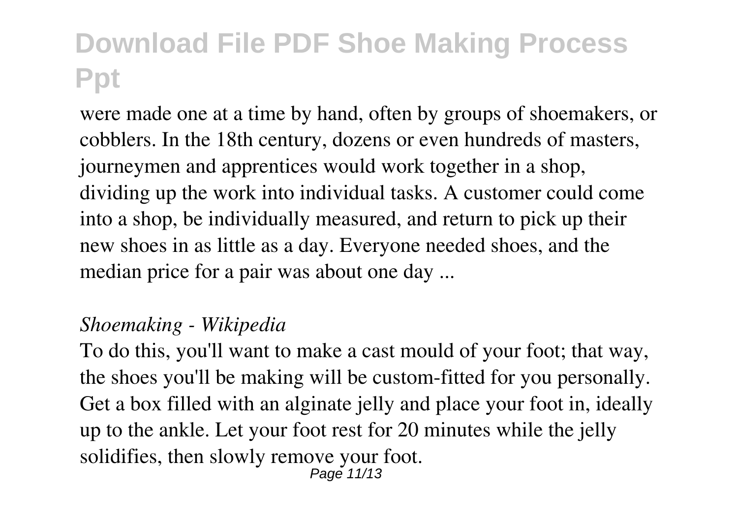were made one at a time by hand, often by groups of shoemakers, or cobblers. In the 18th century, dozens or even hundreds of masters, journeymen and apprentices would work together in a shop, dividing up the work into individual tasks. A customer could come into a shop, be individually measured, and return to pick up their new shoes in as little as a day. Everyone needed shoes, and the median price for a pair was about one day ...

*Shoemaking - Wikipedia*

To do this, you'll want to make a cast mould of your foot; that way, the shoes you'll be making will be custom-fitted for you personally. Get a box filled with an alginate jelly and place your foot in, ideally up to the ankle. Let your foot rest for 20 minutes while the jelly solidifies, then slowly remove your foot.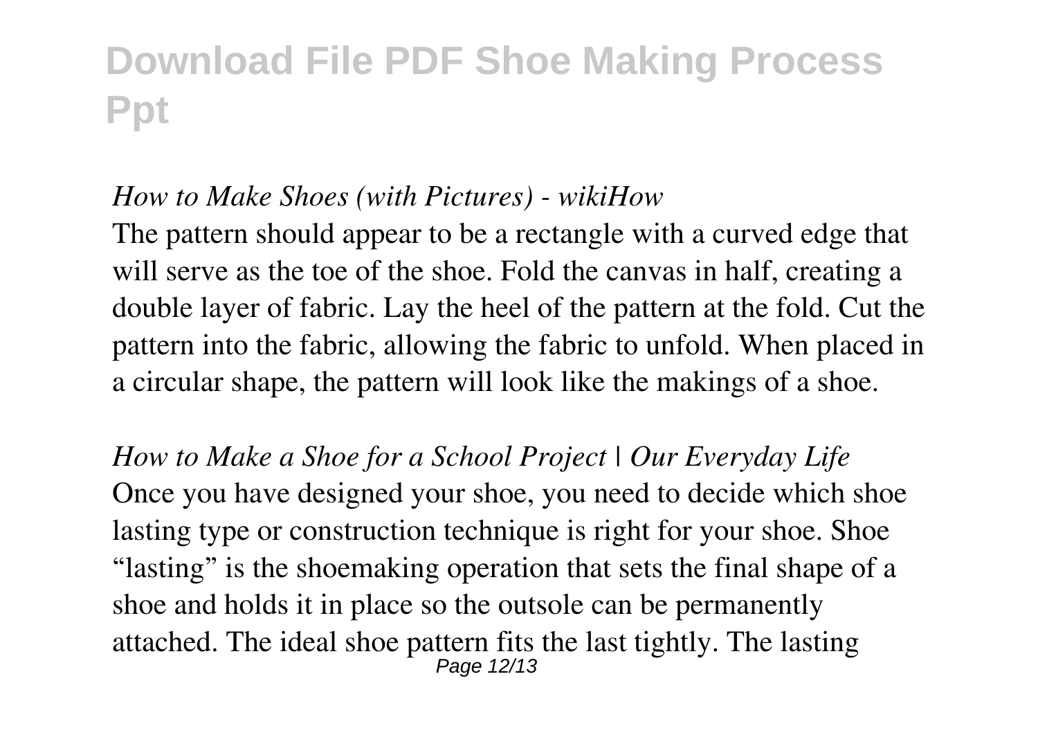*How to Make Shoes (with Pictures) - wikiHow*

The pattern should appear to be a rectangle with a curved edge that will serve as the toe of the shoe. Fold the canvas in half, creating a double layer of fabric. Lay the heel of the pattern at the fold. Cut the pattern into the fabric, allowing the fabric to unfold. When placed in a circular shape, the pattern will look like the makings of a shoe.

*How to Make a Shoe for a School Project | Our Everyday Life*

Once you have designed your shoe, you need to decide which shoe lasting type or construction technique is right for your shoe. Shoe "lasting" is the shoemaking operation that sets the final shape of a shoe and holds it in place so the outsole can be permanently attached. The ideal shoe pattern fits the last tightly. The lasting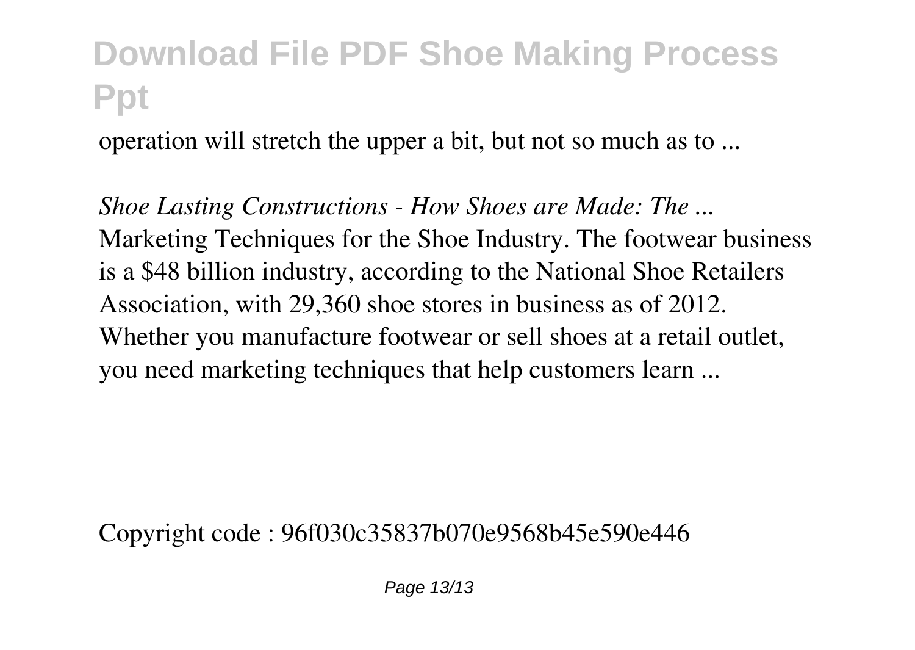operation will stretch the upper a bit, but not so much as to ...

*Shoe Lasting Constructions - How Shoes are Made: The ...*
Marketing Techniques for the Shoe Industry. The footwear business is a $48 billion industry, according to the National Shoe Retailers Association, with 29,360 shoe stores in business as of 2012. Whether you manufacture footwear or sell shoes at a retail outlet, you need marketing techniques that help customers learn ...

Copyright code : 96f030c35837b070e9568b45e590e446